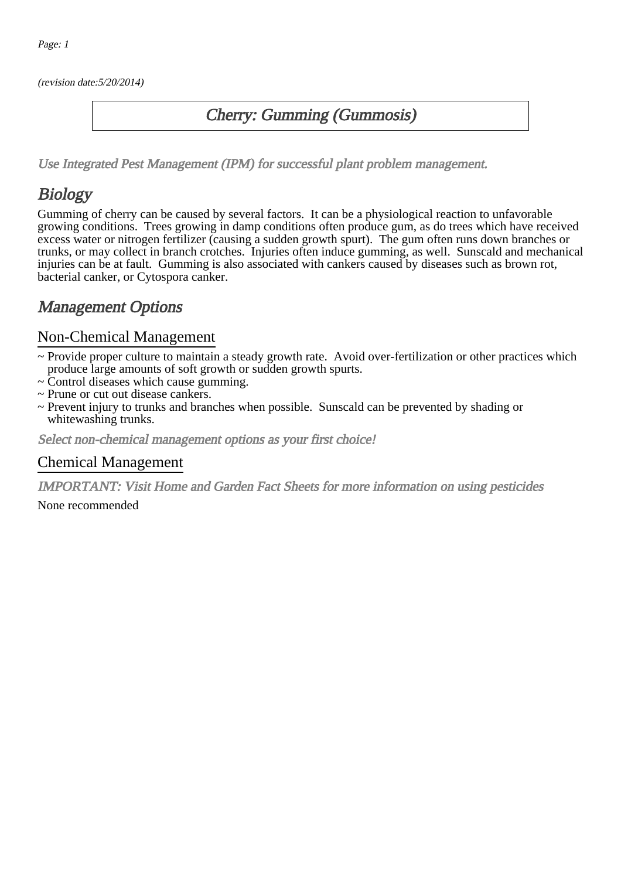(revision date:5/20/2014)

# Cherry: Gumming (Gummosis)

*Use Integrated Pest Management (IPM) for successful plant problem management.*

## Biology

Gumming of cherry can be caused by several factors. It can be a physiological reaction to unfavorable growing conditions. Trees growing in damp conditions often produce gum, as do trees which have received excess water or nitrogen fertilizer (causing a sudden growth spurt). The gum often runs down branches or trunks, or may collect in branch crotches. Injuries often induce gumming, as well. Sunscald and mechanical injuries can be at fault. Gumming is also associated with cankers caused by diseases such as brown rot, bacterial canker, or Cytospora canker.

## Management Options

### Non-Chemical Management

~ Provide proper culture to maintain a steady growth rate. Avoid over-fertilization or other practices which produce large amounts of soft growth or sudden growth spurts.
~ Control diseases which cause gumming.
~ Prune or cut out disease cankers.
~ Prevent injury to trunks and branches when possible. Sunscald can be prevented by shading or whitewashing trunks.

*Select non-chemical management options as your first choice!*

### Chemical Management

*IMPORTANT: Visit Home and Garden Fact Sheets for more information on using pesticides*

None recommended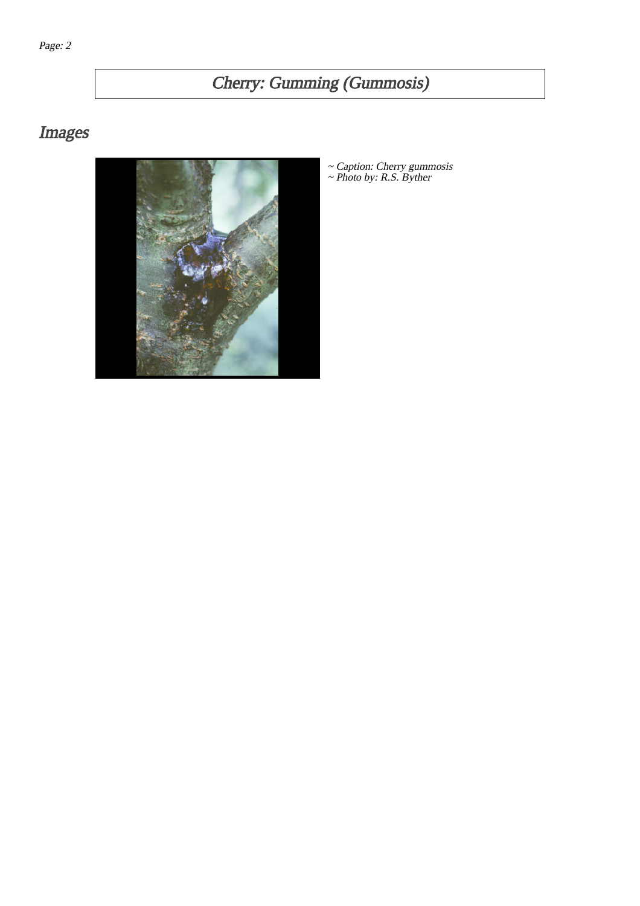# Cherry: Gumming (Gummosis)

## Images

~ Caption: Cherry gummosis
~ Photo by: R.S. Byther